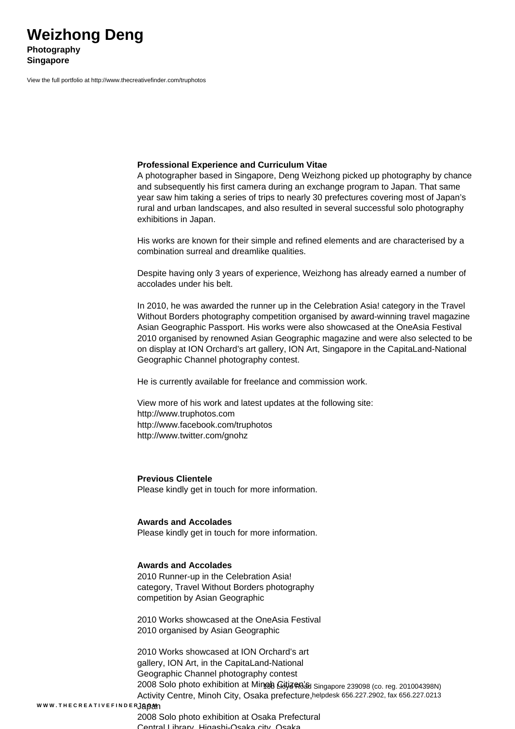# Weizhong Deng

**Photography**
**Singapore**

View the full portfolio at http://www.thecreativefinder.com/truphotos

**Professional Experience and Curriculum Vitae**

A photographer based in Singapore, Deng Weizhong picked up photography by chance and subsequently his first camera during an exchange program to Japan. That same year saw him taking a series of trips to nearly 30 prefectures covering most of Japan's rural and urban landscapes, and also resulted in several successful solo photography exhibitions in Japan.

His works are known for their simple and refined elements and are characterised by a combination surreal and dreamlike qualities.

Despite having only 3 years of experience, Weizhong has already earned a number of accolades under his belt.

In 2010, he was awarded the runner up in the Celebration Asia! category in the Travel Without Borders photography competition organised by award-winning travel magazine Asian Geographic Passport. His works were also showcased at the OneAsia Festival 2010 organised by renowned Asian Geographic magazine and were also selected to be on display at ION Orchard's art gallery, ION Art, Singapore in the CapitaLand-National Geographic Channel photography contest.

He is currently available for freelance and commission work.

View more of his work and latest updates at the following site:
http://www.truphotos.com
http://www.facebook.com/truphotos
http://www.twitter.com/gnohz

**Previous Clientele**

Please kindly get in touch for more information.

**Awards and Accolades**

Please kindly get in touch for more information.

**Awards and Accolades**

2010 Runner-up in the Celebration Asia! category, Travel Without Borders photography competition by Asian Geographic

2010 Works showcased at the OneAsia Festival 2010 organised by Asian Geographic

2010 Works showcased at ION Orchard's art gallery, ION Art, in the CapitaLand-National Geographic Channel photography contest
2008 Solo photo exhibition at Minoh Citizen's Activity Centre, Minoh City, Osaka prefecture, Japan
2008 Solo photo exhibition at Osaka Prefectural Central Library, Higashi-Osaka city, Osaka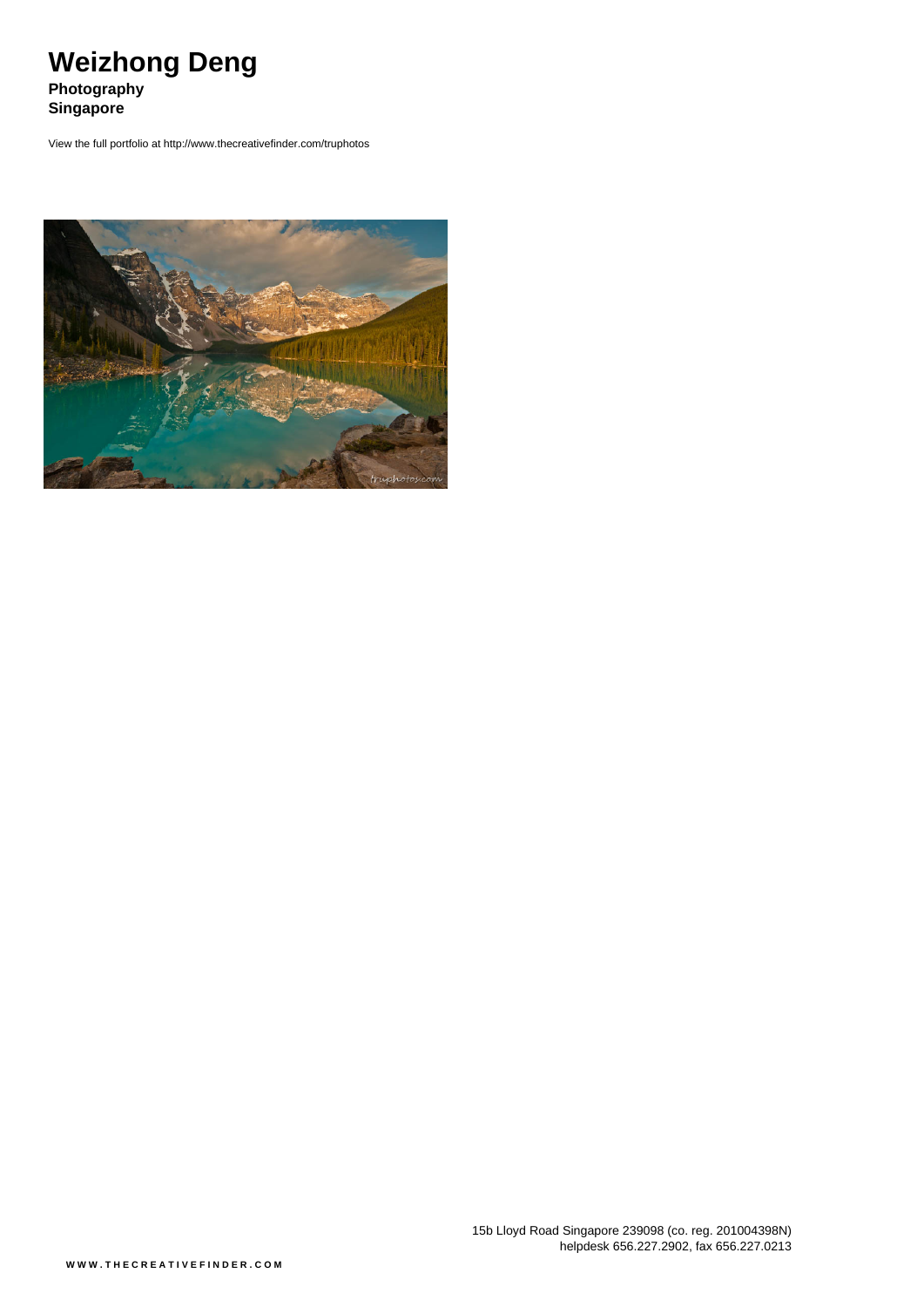# Weizhong Deng

**Photography**
**Singapore**

View the full portfolio at http://www.thecreativefinder.com/truphotos

15b Lloyd Road Singapore 239098 (co. reg. 201004398N)
helpdesk 656.227.2902, fax 656.227.0213

**WWW.THECREATIVEFINDER.COM**